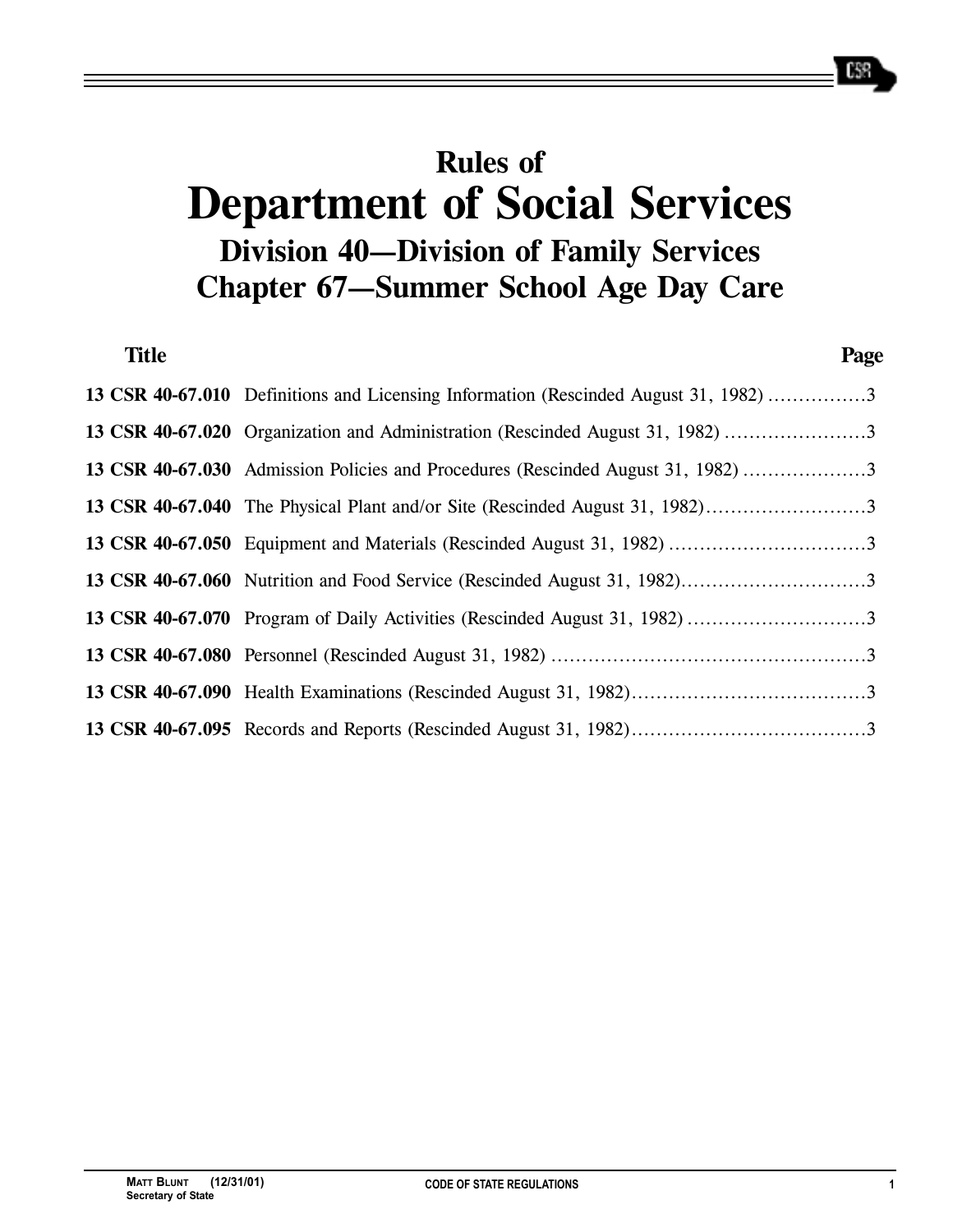# Rules of
# Department of Social Services
## Division 40—Division of Family Services
## Chapter 67—Summer School Age Day Care

| Title | | Page |
| --- | --- | --- |
| **13 CSR 40-67.010** | Definitions and Licensing Information (Rescinded August 31, 1982) | 3 |
| **13 CSR 40-67.020** | Organization and Administration (Rescinded August 31, 1982) | 3 |
| **13 CSR 40-67.030** | Admission Policies and Procedures (Rescinded August 31, 1982) | 3 |
| **13 CSR 40-67.040** | The Physical Plant and/or Site (Rescinded August 31, 1982) | 3 |
| **13 CSR 40-67.050** | Equipment and Materials (Rescinded August 31, 1982) | 3 |
| **13 CSR 40-67.060** | Nutrition and Food Service (Rescinded August 31, 1982) | 3 |
| **13 CSR 40-67.070** | Program of Daily Activities (Rescinded August 31, 1982) | 3 |
| **13 CSR 40-67.080** | Personnel (Rescinded August 31, 1982) | 3 |
| **13 CSR 40-67.090** | Health Examinations (Rescinded August 31, 1982) | 3 |
| **13 CSR 40-67.095** | Records and Reports (Rescinded August 31, 1982) | 3 |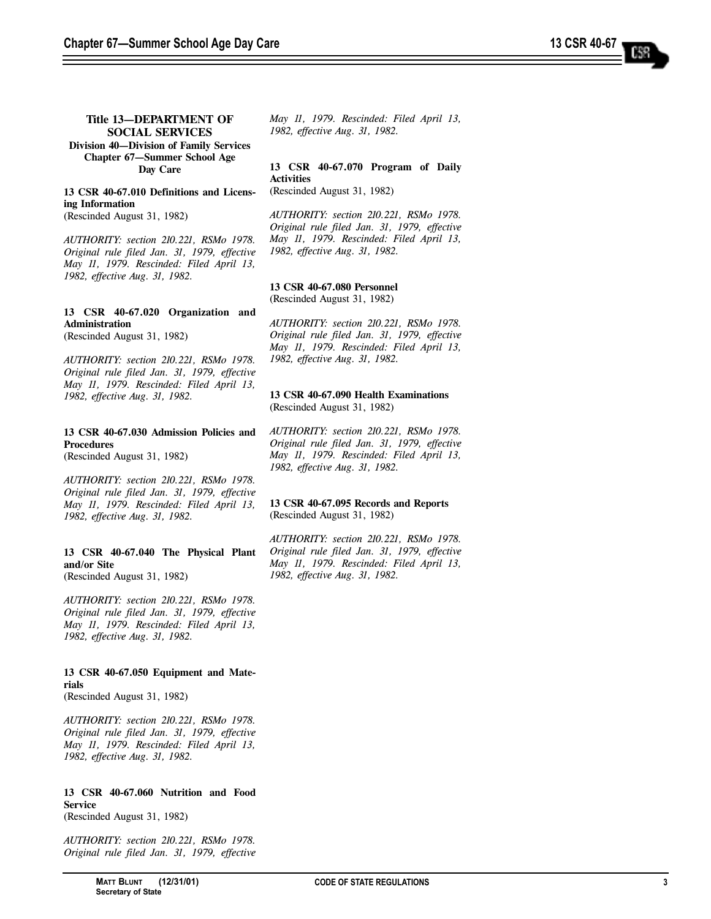# Title 13—DEPARTMENT OF SOCIAL SERVICES
## Division 40—Division of Family Services
## Chapter 67—Summer School Age Day Care

**13 CSR 40-67.010 Definitions and Licensing Information**
(Rescinded August 31, 1982)

*AUTHORITY: section 210.221, RSMo 1978. Original rule filed Jan. 31, 1979, effective May 11, 1979. Rescinded: Filed April 13, 1982, effective Aug. 31, 1982.*

**13 CSR 40-67.020 Organization and Administration**
(Rescinded August 31, 1982)

*AUTHORITY: section 210.221, RSMo 1978. Original rule filed Jan. 31, 1979, effective May 11, 1979. Rescinded: Filed April 13, 1982, effective Aug. 31, 1982.*

**13 CSR 40-67.030 Admission Policies and Procedures**
(Rescinded August 31, 1982)

*AUTHORITY: section 210.221, RSMo 1978. Original rule filed Jan. 31, 1979, effective May 11, 1979. Rescinded: Filed April 13, 1982, effective Aug. 31, 1982.*

**13 CSR 40-67.040 The Physical Plant and/or Site**
(Rescinded August 31, 1982)

*AUTHORITY: section 210.221, RSMo 1978. Original rule filed Jan. 31, 1979, effective May 11, 1979. Rescinded: Filed April 13, 1982, effective Aug. 31, 1982.*

**13 CSR 40-67.050 Equipment and Materials**
(Rescinded August 31, 1982)

*AUTHORITY: section 210.221, RSMo 1978. Original rule filed Jan. 31, 1979, effective May 11, 1979. Rescinded: Filed April 13, 1982, effective Aug. 31, 1982.*

**13 CSR 40-67.060 Nutrition and Food Service**
(Rescinded August 31, 1982)

*AUTHORITY: section 210.221, RSMo 1978. Original rule filed Jan. 31, 1979, effective May 11, 1979. Rescinded: Filed April 13, 1982, effective Aug. 31, 1982.*

**13 CSR 40-67.070 Program of Daily Activities**
(Rescinded August 31, 1982)

*AUTHORITY: section 210.221, RSMo 1978. Original rule filed Jan. 31, 1979, effective May 11, 1979. Rescinded: Filed April 13, 1982, effective Aug. 31, 1982.*

**13 CSR 40-67.080 Personnel**
(Rescinded August 31, 1982)

*AUTHORITY: section 210.221, RSMo 1978. Original rule filed Jan. 31, 1979, effective May 11, 1979. Rescinded: Filed April 13, 1982, effective Aug. 31, 1982.*

**13 CSR 40-67.090 Health Examinations**
(Rescinded August 31, 1982)

*AUTHORITY: section 210.221, RSMo 1978. Original rule filed Jan. 31, 1979, effective May 11, 1979. Rescinded: Filed April 13, 1982, effective Aug. 31, 1982.*

**13 CSR 40-67.095 Records and Reports**
(Rescinded August 31, 1982)

*AUTHORITY: section 210.221, RSMo 1978. Original rule filed Jan. 31, 1979, effective May 11, 1979. Rescinded: Filed April 13, 1982, effective Aug. 31, 1982.*